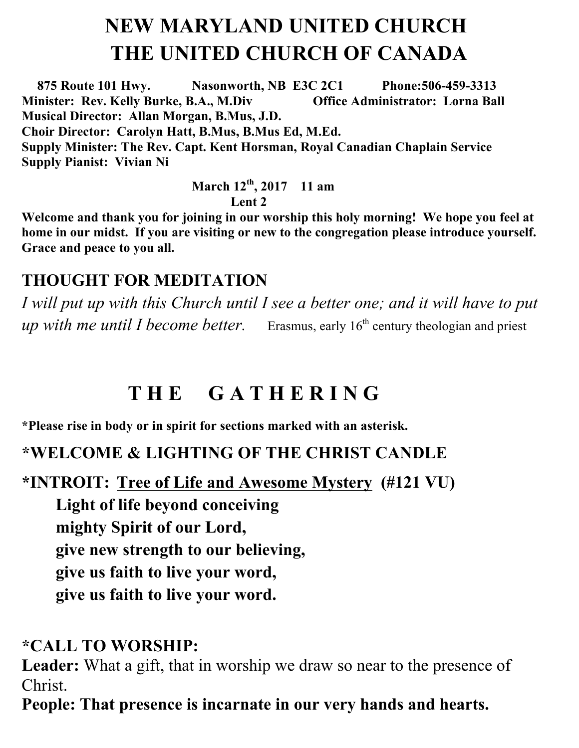# NEW MARYLAND UNITED CHURCH
# THE UNITED CHURCH OF CANADA

**875 Route 101 Hwy. Nasonworth, NB E3C 2C1 Phone:506-459-3313**
**Minister: Rev. Kelly Burke, B.A., M.Div Office Administrator: Lorna Ball**
**Musical Director: Allan Morgan, B.Mus, J.D.**
**Choir Director: Carolyn Hatt, B.Mus, B.Mus Ed, M.Ed.**
**Supply Minister: The Rev. Capt. Kent Horsman, Royal Canadian Chaplain Service**
**Supply Pianist: Vivian Ni**

**March 12th, 2017 11 am**
**Lent 2**

**Welcome and thank you for joining in our worship this holy morning! We hope you feel at home in our midst. If you are visiting or new to the congregation please introduce yourself. Grace and peace to you all.**

## THOUGHT FOR MEDITATION

*I will put up with this Church until I see a better one; and it will have to put up with me until I become better.* Erasmus, early 16th century theologian and priest

## T H E G A T H E R I N G

**\*Please rise in body or in spirit for sections marked with an asterisk.**

### *WELCOME & LIGHTING OF THE CHRIST CANDLE

### *INTROIT: <u>Tree of Life and Awesome Mystery</u> (#121 VU)

**Light of life beyond conceiving**
**mighty Spirit of our Lord,**
**give new strength to our believing,**
**give us faith to live your word,**
**give us faith to live your word.**

### *CALL TO WORSHIP:

**Leader:** What a gift, that in worship we draw so near to the presence of Christ.

**People: That presence is incarnate in our very hands and hearts.**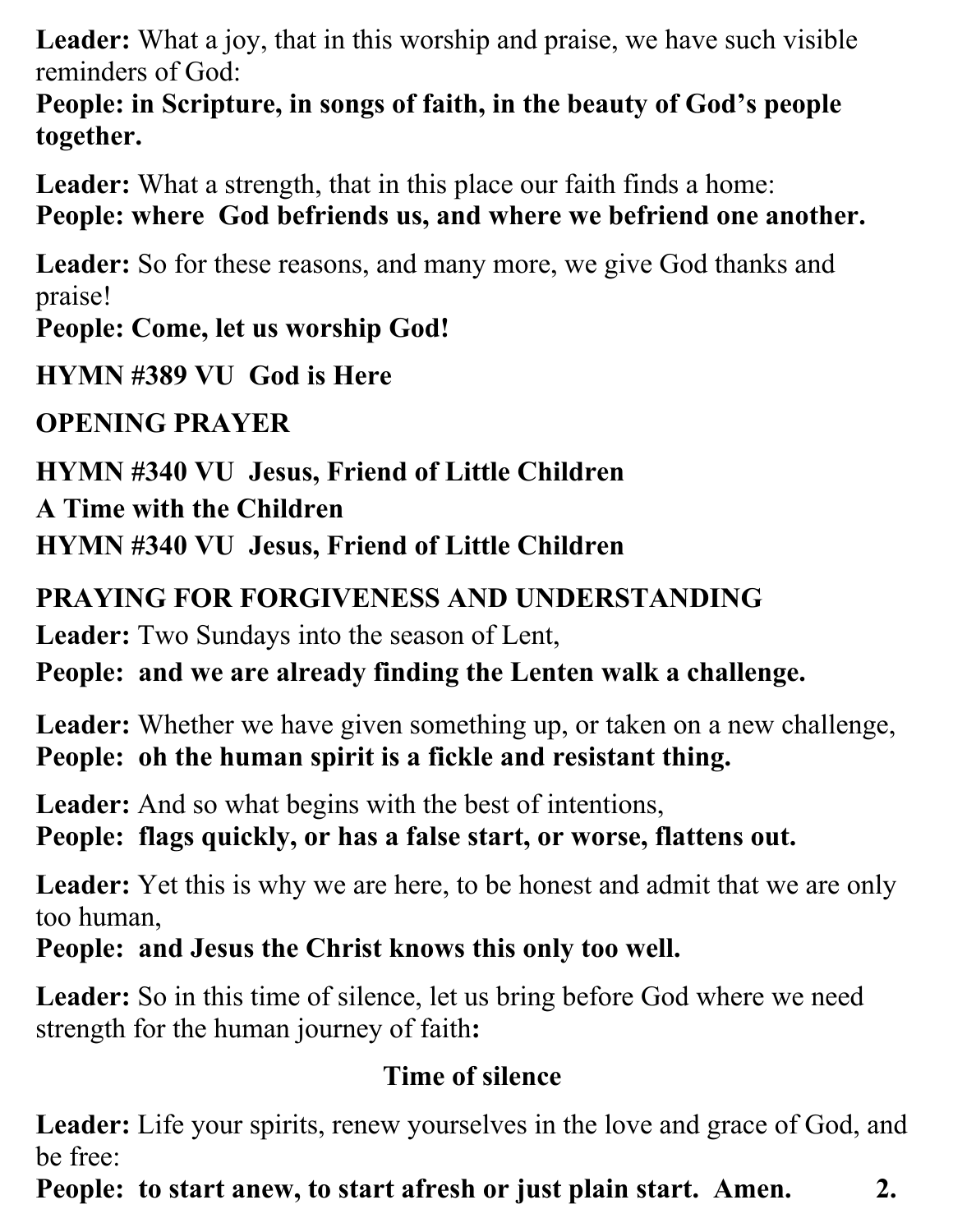**Leader:** What a joy, that in this worship and praise, we have such visible reminders of God:
**People: in Scripture, in songs of faith, in the beauty of God's people together.**

**Leader:** What a strength, that in this place our faith finds a home:
**People: where God befriends us, and where we befriend one another.**

**Leader:** So for these reasons, and many more, we give God thanks and praise!
**People: Come, let us worship God!**

**HYMN #389 VU God is Here**

**OPENING PRAYER**

**HYMN #340 VU Jesus, Friend of Little Children**
**A Time with the Children**
**HYMN #340 VU Jesus, Friend of Little Children**

**PRAYING FOR FORGIVENESS AND UNDERSTANDING**

**Leader:** Two Sundays into the season of Lent,
**People: and we are already finding the Lenten walk a challenge.**

**Leader:** Whether we have given something up, or taken on a new challenge,
**People: oh the human spirit is a fickle and resistant thing.**

**Leader:** And so what begins with the best of intentions,
**People: flags quickly, or has a false start, or worse, flattens out.**

**Leader:** Yet this is why we are here, to be honest and admit that we are only too human,
**People: and Jesus the Christ knows this only too well.**

**Leader:** So in this time of silence, let us bring before God where we need strength for the human journey of faith**:**

**Time of silence**

**Leader:** Life your spirits, renew yourselves in the love and grace of God, and be free:
**People: to start anew, to start afresh or just plain start. Amen.**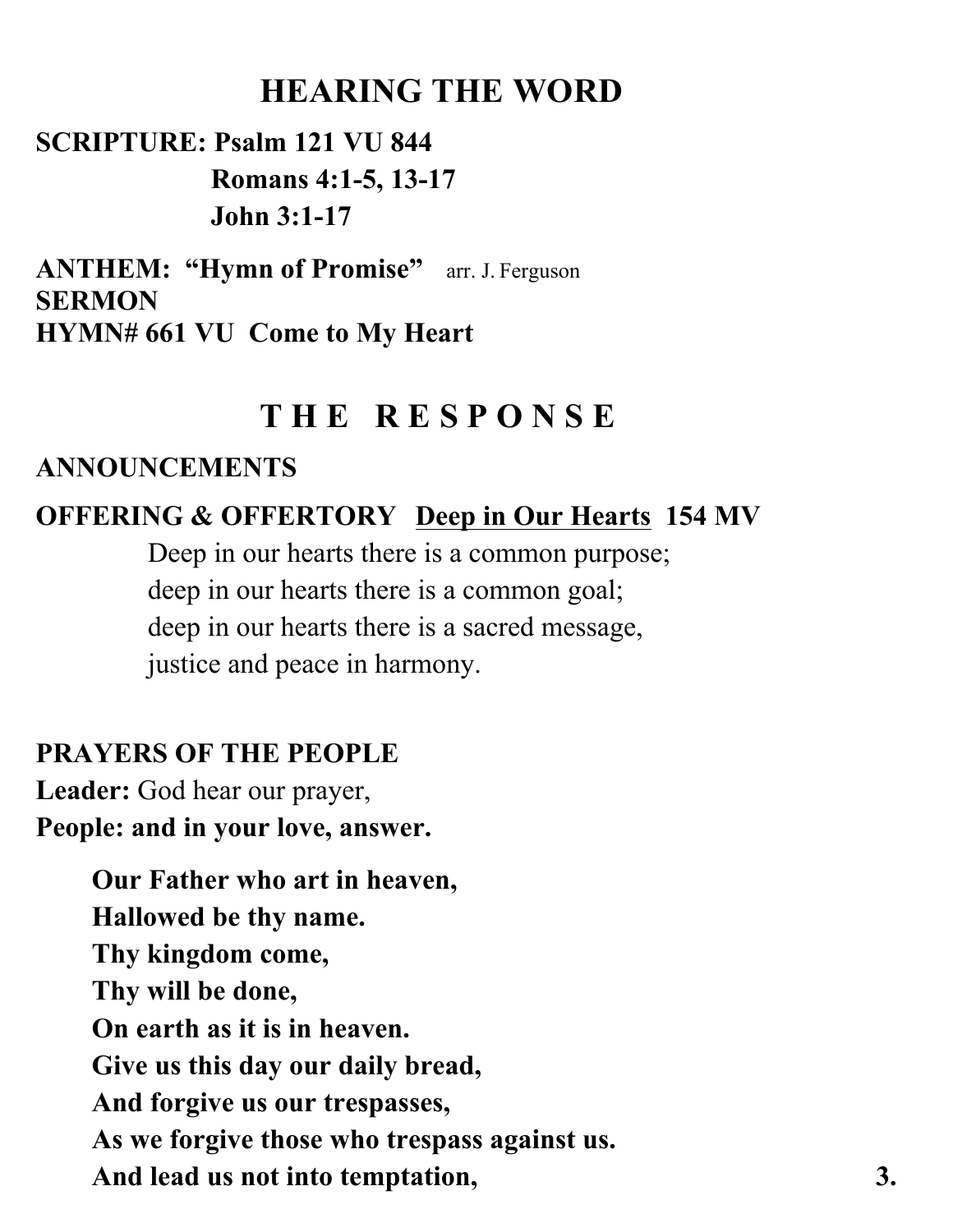## HEARING THE WORD

**SCRIPTURE: Psalm 121 VU 844**
**Romans 4:1-5, 13-17**
**John 3:1-17**

**ANTHEM: "Hymn of Promise"** arr. J. Ferguson
**SERMON**
**HYMN# 661 VU Come to My Heart**

## T H E R E S P O N S E

**ANNOUNCEMENTS**

**OFFERING & OFFERTORY <u>Deep in Our Hearts</u> 154 MV**

Deep in our hearts there is a common purpose;
deep in our hearts there is a common goal;
deep in our hearts there is a sacred message,
justice and peace in harmony.

**PRAYERS OF THE PEOPLE**
**Leader:** God hear our prayer,
**People: and in your love, answer.**

**Our Father who art in heaven,**
**Hallowed be thy name.**
**Thy kingdom come,**
**Thy will be done,**
**On earth as it is in heaven.**
**Give us this day our daily bread,**
**And forgive us our trespasses,**
**As we forgive those who trespass against us.**
**And lead us not into temptation,**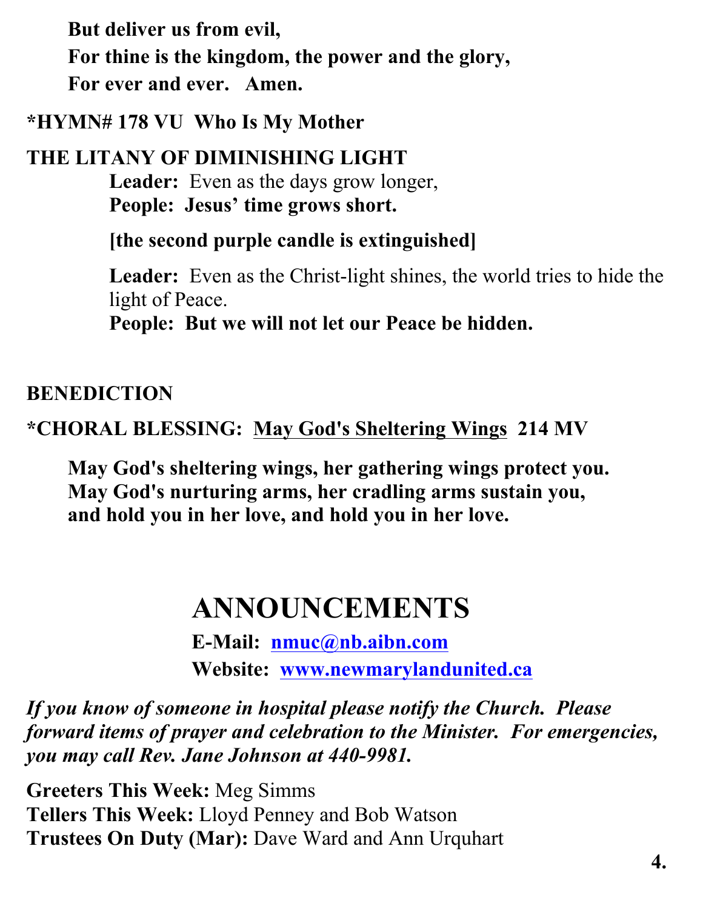**But deliver us from evil,**
**For thine is the kingdom, the power and the glory,**
**For ever and ever. Amen.**

**\*HYMN# 178 VU Who Is My Mother**

**THE LITANY OF DIMINISHING LIGHT**

**Leader:** Even as the days grow longer,
**People: Jesus' time grows short.**

**[the second purple candle is extinguished]**

**Leader:** Even as the Christ-light shines, the world tries to hide the light of Peace.
**People: But we will not let our Peace be hidden.**

**BENEDICTION**

**\*CHORAL BLESSING: <u>May God's Sheltering Wings</u> 214 MV**

**May God's sheltering wings, her gathering wings protect you.**
**May God's nurturing arms, her cradling arms sustain you,**
**and hold you in her love, and hold you in her love.**

# ANNOUNCEMENTS

**E-Mail: nmuc@nb.aibn.com**
**Website: www.newmarylandunited.ca**

***If you know of someone in hospital please notify the Church. Please forward items of prayer and celebration to the Minister. For emergencies, you may call Rev. Jane Johnson at 440-9981.***

**Greeters This Week:** Meg Simms
**Tellers This Week:** Lloyd Penney and Bob Watson
**Trustees On Duty (Mar):** Dave Ward and Ann Urquhart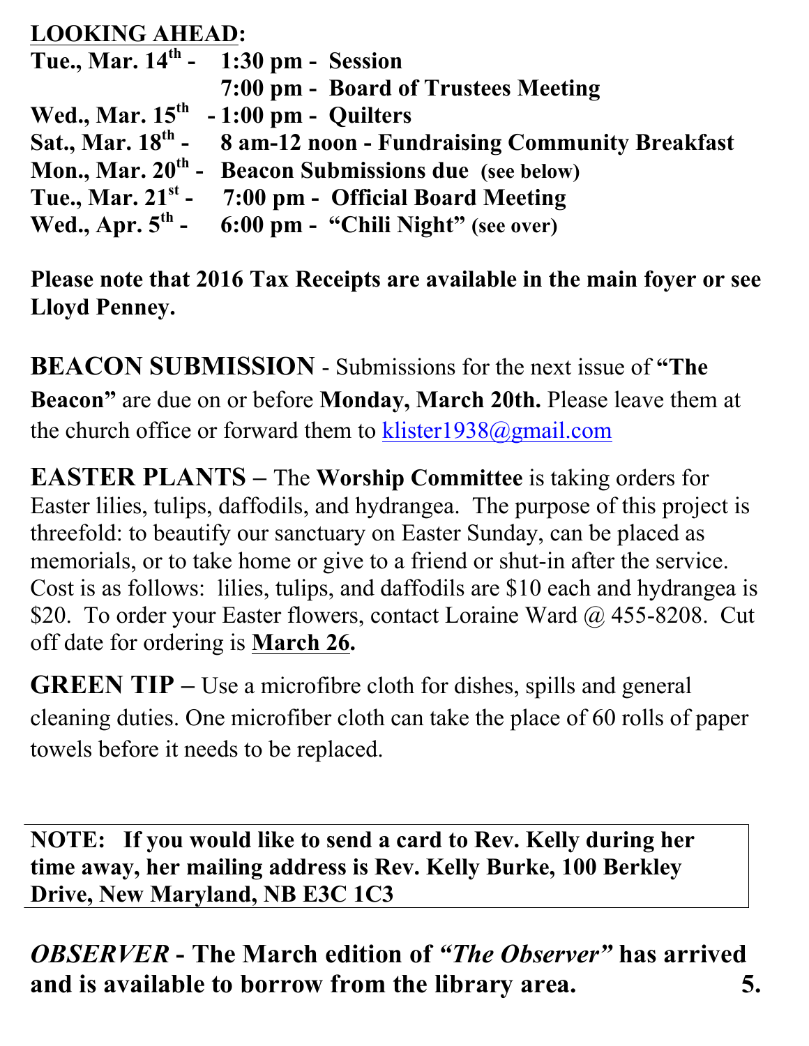**LOOKING AHEAD:**

**Tue., Mar. 14th - 1:30 pm - Session**
**7:00 pm - Board of Trustees Meeting**
**Wed., Mar. 15th - 1:00 pm - Quilters**
**Sat., Mar. 18th - 8 am-12 noon - Fundraising Community Breakfast**
**Mon., Mar. 20th - Beacon Submissions due (see below)**
**Tue., Mar. 21st - 7:00 pm - Official Board Meeting**
**Wed., Apr. 5th - 6:00 pm - "Chili Night" (see over)**

**Please note that 2016 Tax Receipts are available in the main foyer or see Lloyd Penney.**

**BEACON SUBMISSION** - Submissions for the next issue of **"The Beacon"** are due on or before **Monday, March 20th.** Please leave them at the church office or forward them to klister1938@gmail.com

**EASTER PLANTS –** The **Worship Committee** is taking orders for Easter lilies, tulips, daffodils, and hydrangea. The purpose of this project is threefold: to beautify our sanctuary on Easter Sunday, can be placed as memorials, or to take home or give to a friend or shut-in after the service. Cost is as follows: lilies, tulips, and daffodils are $10 each and hydrangea is $20. To order your Easter flowers, contact Loraine Ward @ 455-8208. Cut off date for ordering is **March 26.**

**GREEN TIP –** Use a microfibre cloth for dishes, spills and general cleaning duties. One microfiber cloth can take the place of 60 rolls of paper towels before it needs to be replaced.

**NOTE: If you would like to send a card to Rev. Kelly during her time away, her mailing address is Rev. Kelly Burke, 100 Berkley Drive, New Maryland, NB E3C 1C3**

***OBSERVER*** **- The March edition of *"The Observer"* has arrived and is available to borrow from the library area.**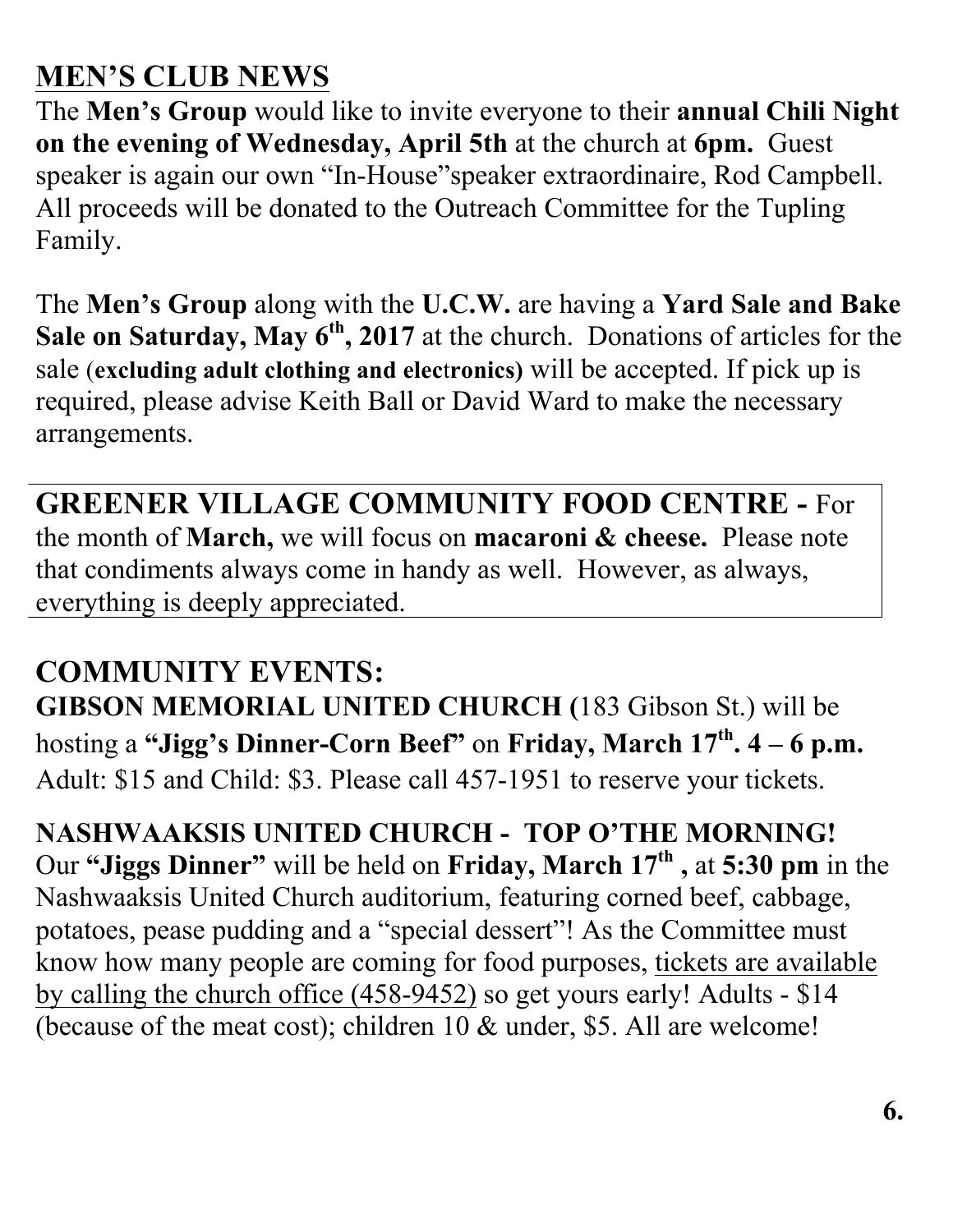## MEN'S CLUB NEWS

The **Men's Group** would like to invite everyone to their **annual Chili Night on the evening of Wednesday, April 5th** at the church at **6pm.** Guest speaker is again our own "In-House"speaker extraordinaire, Rod Campbell. All proceeds will be donated to the Outreach Committee for the Tupling Family.

The **Men's Group** along with the **U.C.W.** are having a **Yard Sale and Bake Sale on Saturday, May 6th, 2017** at the church. Donations of articles for the sale (**excluding adult clothing and electronics)** will be accepted. If pick up is required, please advise Keith Ball or David Ward to make the necessary arrangements.

**GREENER VILLAGE COMMUNITY FOOD CENTRE -** For the month of **March,** we will focus on **macaroni & cheese.** Please note that condiments always come in handy as well. However, as always, everything is deeply appreciated.

## COMMUNITY EVENTS:

**GIBSON MEMORIAL UNITED CHURCH (**183 Gibson St.) will be hosting a **"Jigg's Dinner-Corn Beef"** on **Friday, March 17th. 4 – 6 p.m.** Adult: $15 and Child: $3. Please call 457-1951 to reserve your tickets.

**NASHWAAKSIS UNITED CHURCH - TOP O'THE MORNING!**
Our **"Jiggs Dinner"** will be held on **Friday, March 17th ,** at **5:30 pm** in the Nashwaaksis United Church auditorium, featuring corned beef, cabbage, potatoes, pease pudding and a "special dessert"! As the Committee must know how many people are coming for food purposes, tickets are available by calling the church office (458-9452) so get yours early! Adults - $14 (because of the meat cost); children 10 & under, $5. All are welcome!